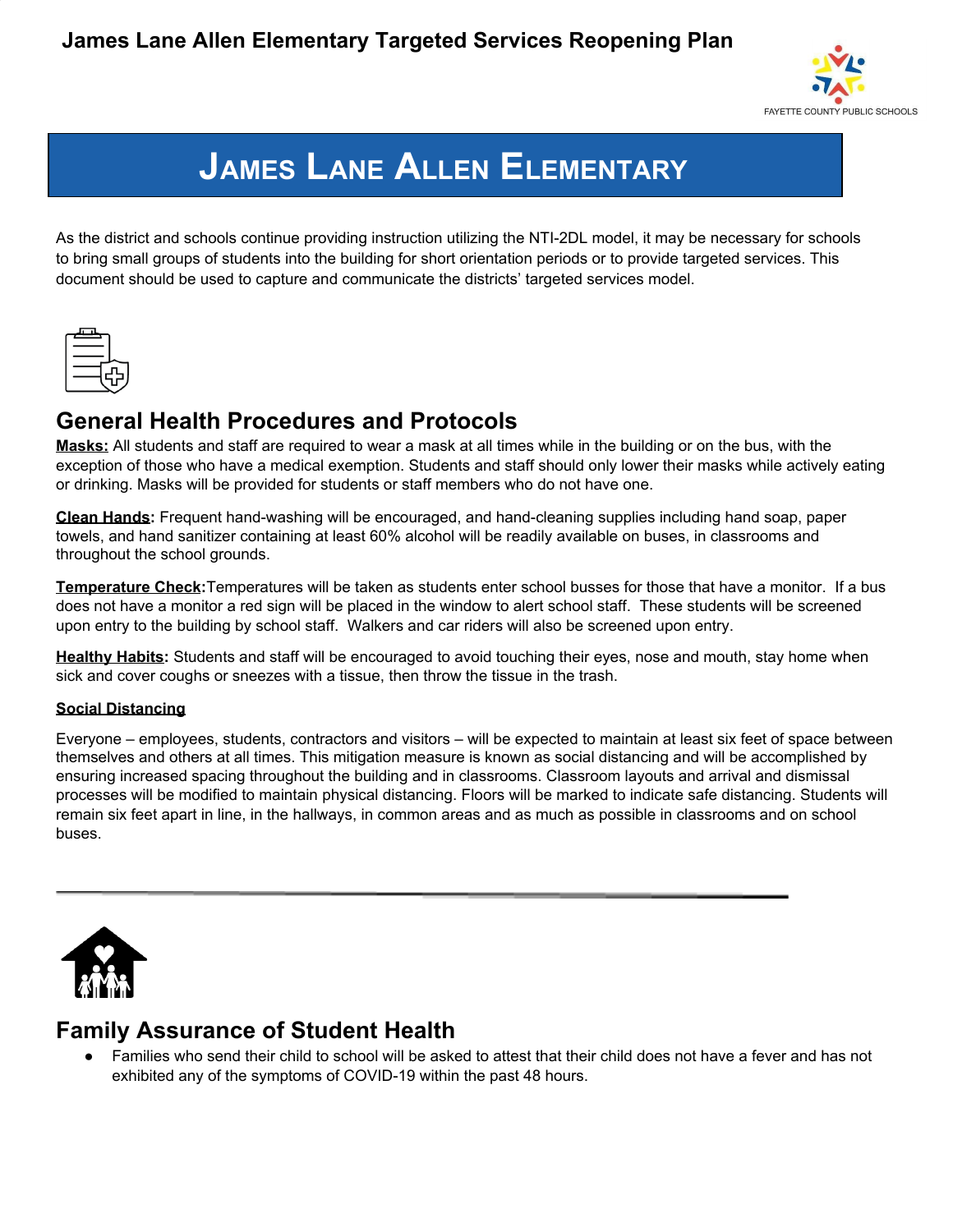# James Lane Allen Elementary Targeted Services Reopening Plan

FAYETTE COUNTY PUBLIC SCHOOLS

## James Lane Allen Elementary

As the district and schools continue providing instruction utilizing the NTI-2DL model, it may be necessary for schools to bring small groups of students into the building for short orientation periods or to provide targeted services. This document should be used to capture and communicate the districts' targeted services model.

## General Health Procedures and Protocols

**Masks:** All students and staff are required to wear a mask at all times while in the building or on the bus, with the exception of those who have a medical exemption. Students and staff should only lower their masks while actively eating or drinking. Masks will be provided for students or staff members who do not have one.

**Clean Hands:** Frequent hand-washing will be encouraged, and hand-cleaning supplies including hand soap, paper towels, and hand sanitizer containing at least 60% alcohol will be readily available on buses, in classrooms and throughout the school grounds.

**Temperature Check:** Temperatures will be taken as students enter school busses for those that have a monitor. If a bus does not have a monitor a red sign will be placed in the window to alert school staff. These students will be screened upon entry to the building by school staff. Walkers and car riders will also be screened upon entry.

**Healthy Habits:** Students and staff will be encouraged to avoid touching their eyes, nose and mouth, stay home when sick and cover coughs or sneezes with a tissue, then throw the tissue in the trash.

**Social Distancing**

Everyone – employees, students, contractors and visitors – will be expected to maintain at least six feet of space between themselves and others at all times. This mitigation measure is known as social distancing and will be accomplished by ensuring increased spacing throughout the building and in classrooms. Classroom layouts and arrival and dismissal processes will be modified to maintain physical distancing. Floors will be marked to indicate safe distancing. Students will remain six feet apart in line, in the hallways, in common areas and as much as possible in classrooms and on school buses.

---

## Family Assurance of Student Health

- Families who send their child to school will be asked to attest that their child does not have a fever and has not exhibited any of the symptoms of COVID-19 within the past 48 hours.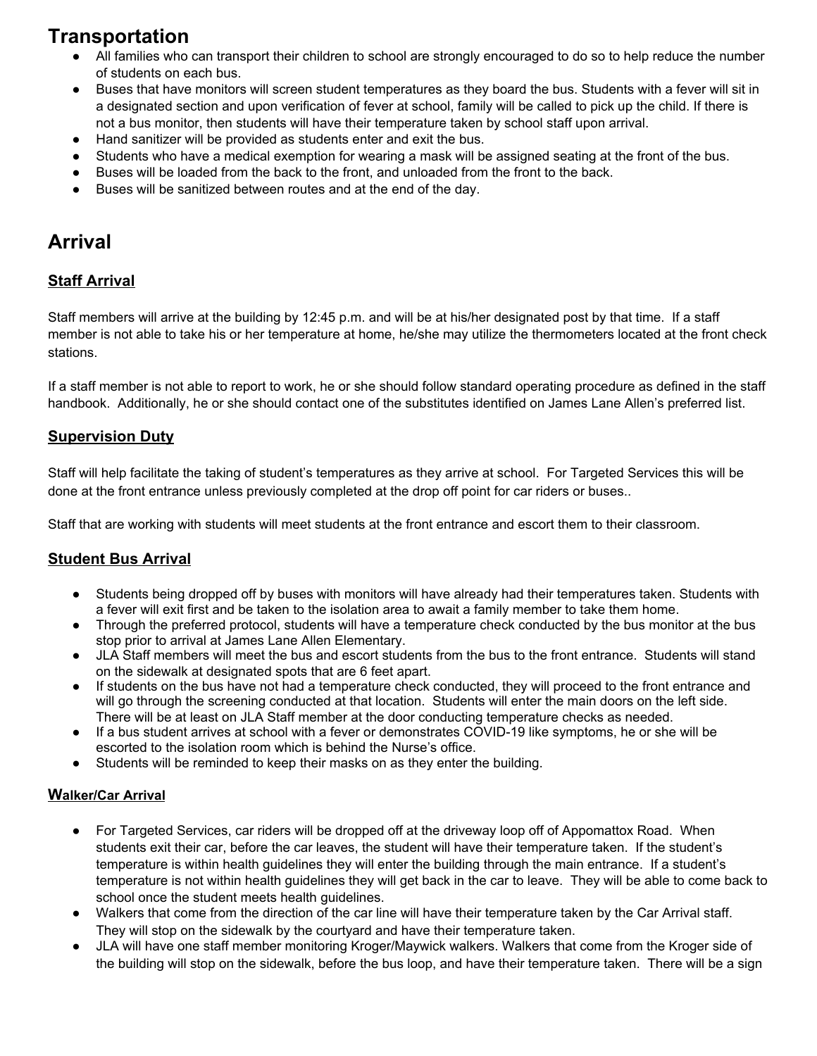# Transportation

- All families who can transport their children to school are strongly encouraged to do so to help reduce the number of students on each bus.
- Buses that have monitors will screen student temperatures as they board the bus. Students with a fever will sit in a designated section and upon verification of fever at school, family will be called to pick up the child. If there is not a bus monitor, then students will have their temperature taken by school staff upon arrival.
- Hand sanitizer will be provided as students enter and exit the bus.
- Students who have a medical exemption for wearing a mask will be assigned seating at the front of the bus.
- Buses will be loaded from the back to the front, and unloaded from the front to the back.
- Buses will be sanitized between routes and at the end of the day.

# Arrival

## Staff Arrival

Staff members will arrive at the building by 12:45 p.m. and will be at his/her designated post by that time. If a staff member is not able to take his or her temperature at home, he/she may utilize the thermometers located at the front check stations.

If a staff member is not able to report to work, he or she should follow standard operating procedure as defined in the staff handbook. Additionally, he or she should contact one of the substitutes identified on James Lane Allen's preferred list.

## Supervision Duty

Staff will help facilitate the taking of student's temperatures as they arrive at school. For Targeted Services this will be done at the front entrance unless previously completed at the drop off point for car riders or buses..

Staff that are working with students will meet students at the front entrance and escort them to their classroom.

## Student Bus Arrival

- Students being dropped off by buses with monitors will have already had their temperatures taken. Students with a fever will exit first and be taken to the isolation area to await a family member to take them home.
- Through the preferred protocol, students will have a temperature check conducted by the bus monitor at the bus stop prior to arrival at James Lane Allen Elementary.
- JLA Staff members will meet the bus and escort students from the bus to the front entrance. Students will stand on the sidewalk at designated spots that are 6 feet apart.
- If students on the bus have not had a temperature check conducted, they will proceed to the front entrance and will go through the screening conducted at that location. Students will enter the main doors on the left side. There will be at least on JLA Staff member at the door conducting temperature checks as needed.
- If a bus student arrives at school with a fever or demonstrates COVID-19 like symptoms, he or she will be escorted to the isolation room which is behind the Nurse's office.
- Students will be reminded to keep their masks on as they enter the building.

### Walker/Car Arrival

- For Targeted Services, car riders will be dropped off at the driveway loop off of Appomattox Road. When students exit their car, before the car leaves, the student will have their temperature taken. If the student's temperature is within health guidelines they will enter the building through the main entrance. If a student's temperature is not within health guidelines they will get back in the car to leave. They will be able to come back to school once the student meets health guidelines.
- Walkers that come from the direction of the car line will have their temperature taken by the Car Arrival staff. They will stop on the sidewalk by the courtyard and have their temperature taken.
- JLA will have one staff member monitoring Kroger/Maywick walkers. Walkers that come from the Kroger side of the building will stop on the sidewalk, before the bus loop, and have their temperature taken. There will be a sign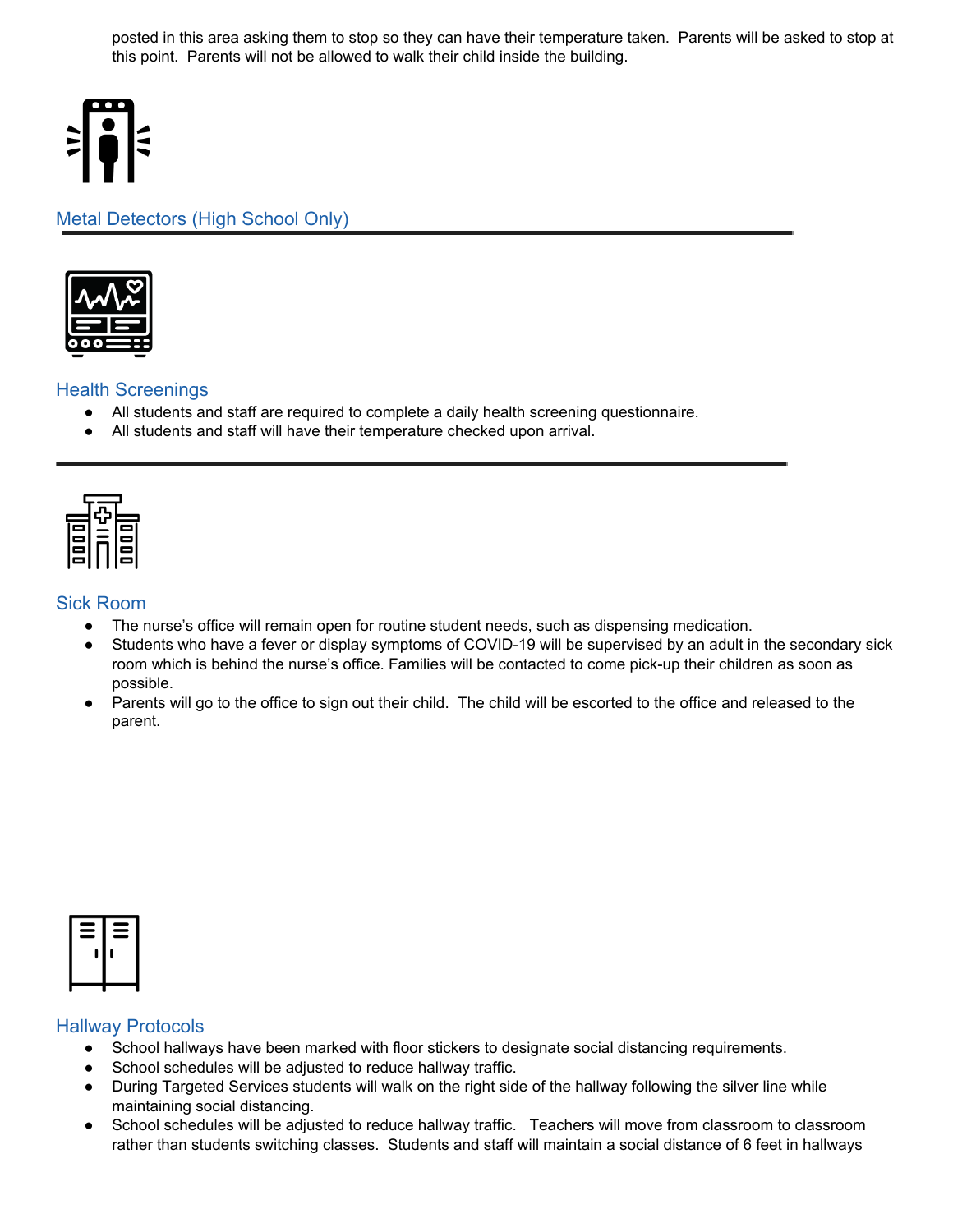posted in this area asking them to stop so they can have their temperature taken. Parents will be asked to stop at this point. Parents will not be allowed to walk their child inside the building.

## Metal Detectors (High School Only)

---

## Health Screenings

- All students and staff are required to complete a daily health screening questionnaire.
- All students and staff will have their temperature checked upon arrival.

---

## Sick Room

- The nurse's office will remain open for routine student needs, such as dispensing medication.
- Students who have a fever or display symptoms of COVID-19 will be supervised by an adult in the secondary sick room which is behind the nurse's office. Families will be contacted to come pick-up their children as soon as possible.
- Parents will go to the office to sign out their child. The child will be escorted to the office and released to the parent.

## Hallway Protocols

- School hallways have been marked with floor stickers to designate social distancing requirements.
- School schedules will be adjusted to reduce hallway traffic.
- During Targeted Services students will walk on the right side of the hallway following the silver line while maintaining social distancing.
- School schedules will be adjusted to reduce hallway traffic. Teachers will move from classroom to classroom rather than students switching classes. Students and staff will maintain a social distance of 6 feet in hallways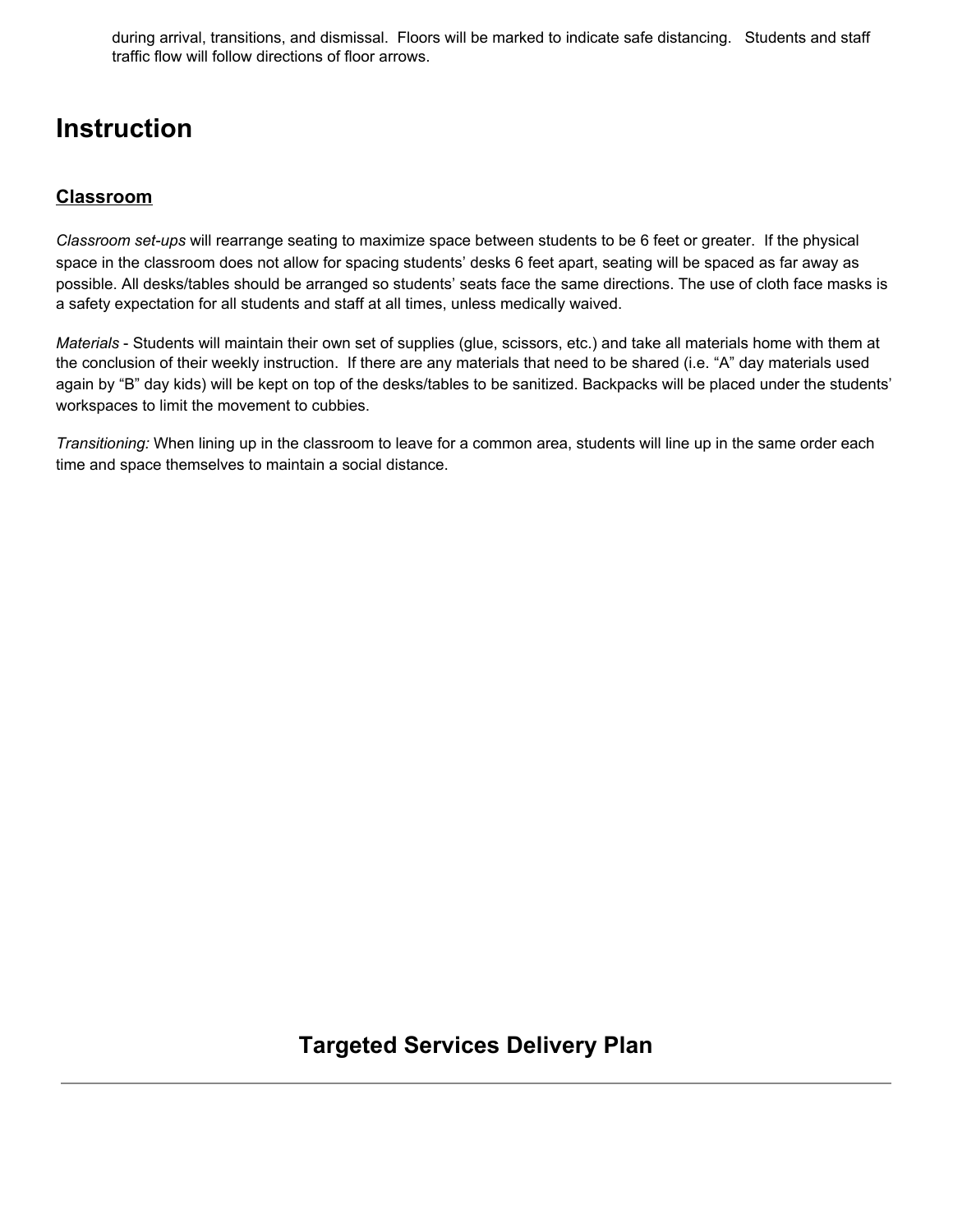during arrival, transitions, and dismissal. Floors will be marked to indicate safe distancing. Students and staff traffic flow will follow directions of floor arrows.

# Instruction

## Classroom

*Classroom set-ups* will rearrange seating to maximize space between students to be 6 feet or greater. If the physical space in the classroom does not allow for spacing students' desks 6 feet apart, seating will be spaced as far away as possible. All desks/tables should be arranged so students' seats face the same directions. The use of cloth face masks is a safety expectation for all students and staff at all times, unless medically waived.

*Materials* - Students will maintain their own set of supplies (glue, scissors, etc.) and take all materials home with them at the conclusion of their weekly instruction. If there are any materials that need to be shared (i.e. "A" day materials used again by "B" day kids) will be kept on top of the desks/tables to be sanitized. Backpacks will be placed under the students' workspaces to limit the movement to cubbies.

*Transitioning:* When lining up in the classroom to leave for a common area, students will line up in the same order each time and space themselves to maintain a social distance.

# Targeted Services Delivery Plan

---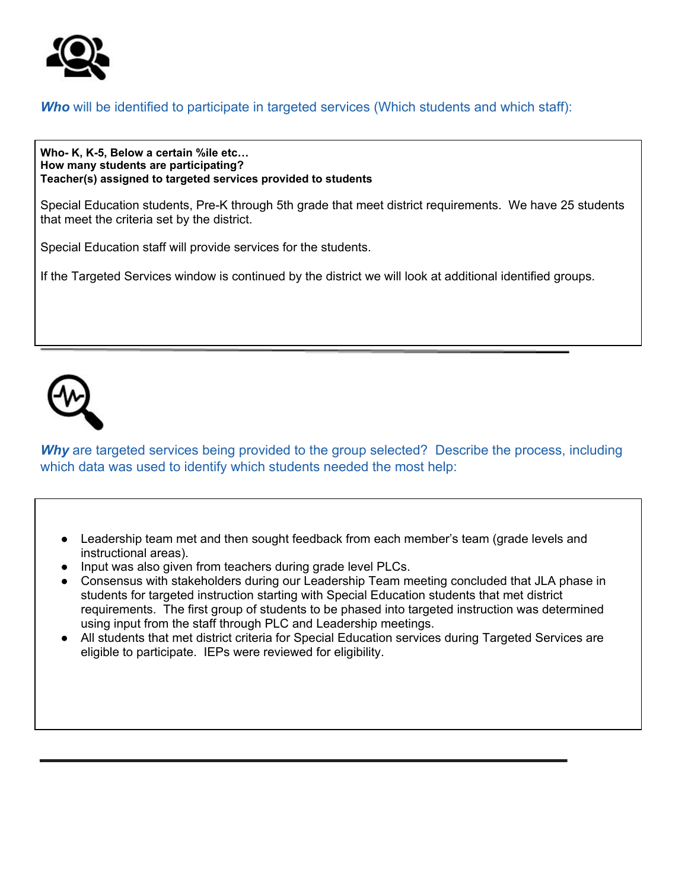***Who*** will be identified to participate in targeted services (Which students and which staff):

**Who- K, K-5, Below a certain %ile etc…**
**How many students are participating?**
**Teacher(s) assigned to targeted services provided to students**

Special Education students, Pre-K through 5th grade that meet district requirements. We have 25 students that meet the criteria set by the district.

Special Education staff will provide services for the students.

If the Targeted Services window is continued by the district we will look at additional identified groups.

---

***Why*** are targeted services being provided to the group selected? Describe the process, including which data was used to identify which students needed the most help:

- Leadership team met and then sought feedback from each member's team (grade levels and instructional areas).
- Input was also given from teachers during grade level PLCs.
- Consensus with stakeholders during our Leadership Team meeting concluded that JLA phase in students for targeted instruction starting with Special Education students that met district requirements. The first group of students to be phased into targeted instruction was determined using input from the staff through PLC and Leadership meetings.
- All students that met district criteria for Special Education services during Targeted Services are eligible to participate. IEPs were reviewed for eligibility.

---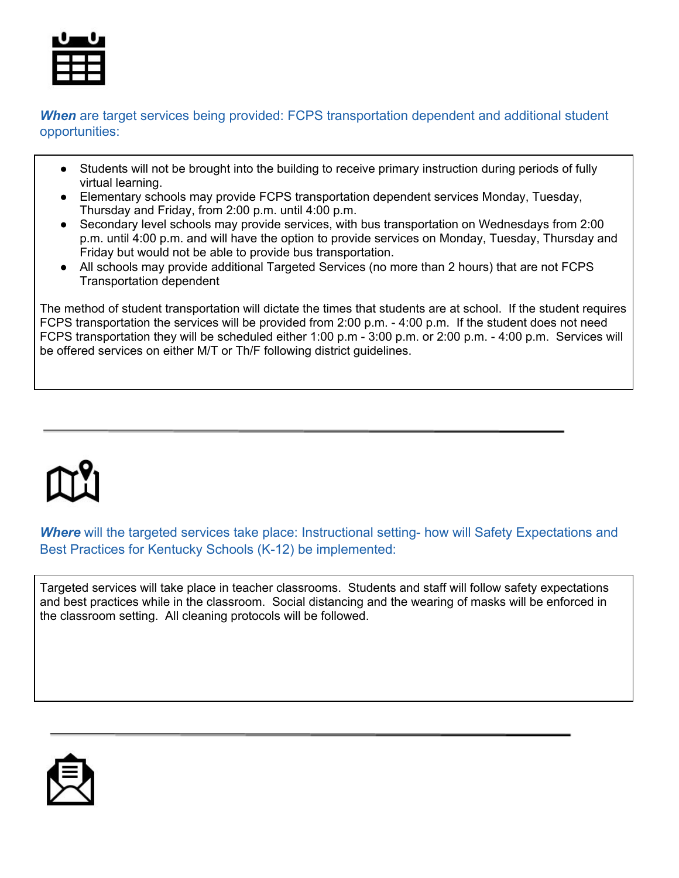***When*** are target services being provided: FCPS transportation dependent and additional student opportunities:

- Students will not be brought into the building to receive primary instruction during periods of fully virtual learning.
- Elementary schools may provide FCPS transportation dependent services Monday, Tuesday, Thursday and Friday, from 2:00 p.m. until 4:00 p.m.
- Secondary level schools may provide services, with bus transportation on Wednesdays from 2:00 p.m. until 4:00 p.m. and will have the option to provide services on Monday, Tuesday, Thursday and Friday but would not be able to provide bus transportation.
- All schools may provide additional Targeted Services (no more than 2 hours) that are not FCPS Transportation dependent

The method of student transportation will dictate the times that students are at school. If the student requires FCPS transportation the services will be provided from 2:00 p.m. - 4:00 p.m. If the student does not need FCPS transportation they will be scheduled either 1:00 p.m - 3:00 p.m. or 2:00 p.m. - 4:00 p.m. Services will be offered services on either M/T or Th/F following district guidelines.

---

***Where*** will the targeted services take place: Instructional setting- how will Safety Expectations and Best Practices for Kentucky Schools (K-12) be implemented:

Targeted services will take place in teacher classrooms. Students and staff will follow safety expectations and best practices while in the classroom. Social distancing and the wearing of masks will be enforced in the classroom setting. All cleaning protocols will be followed.

---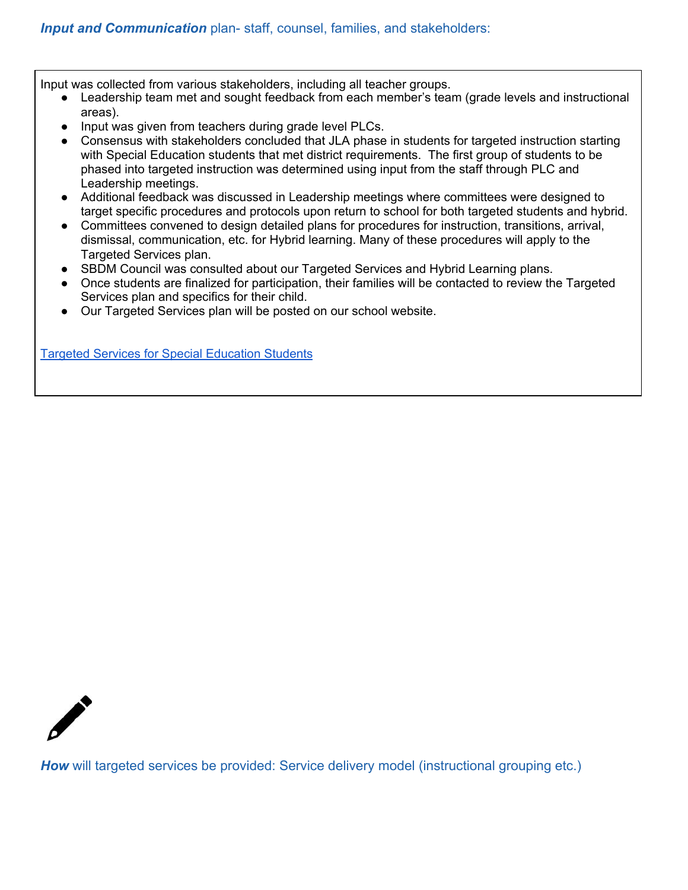***Input and Communication*** plan- staff, counsel, families, and stakeholders:

Input was collected from various stakeholders, including all teacher groups.

- Leadership team met and sought feedback from each member's team (grade levels and instructional areas).
- Input was given from teachers during grade level PLCs.
- Consensus with stakeholders concluded that JLA phase in students for targeted instruction starting with Special Education students that met district requirements. The first group of students to be phased into targeted instruction was determined using input from the staff through PLC and Leadership meetings.
- Additional feedback was discussed in Leadership meetings where committees were designed to target specific procedures and protocols upon return to school for both targeted students and hybrid.
- Committees convened to design detailed plans for procedures for instruction, transitions, arrival, dismissal, communication, etc. for Hybrid learning. Many of these procedures will apply to the Targeted Services plan.
- SBDM Council was consulted about our Targeted Services and Hybrid Learning plans.
- Once students are finalized for participation, their families will be contacted to review the Targeted Services plan and specifics for their child.
- Our Targeted Services plan will be posted on our school website.

[Targeted Services for Special Education Students]

***How*** will targeted services be provided: Service delivery model (instructional grouping etc.)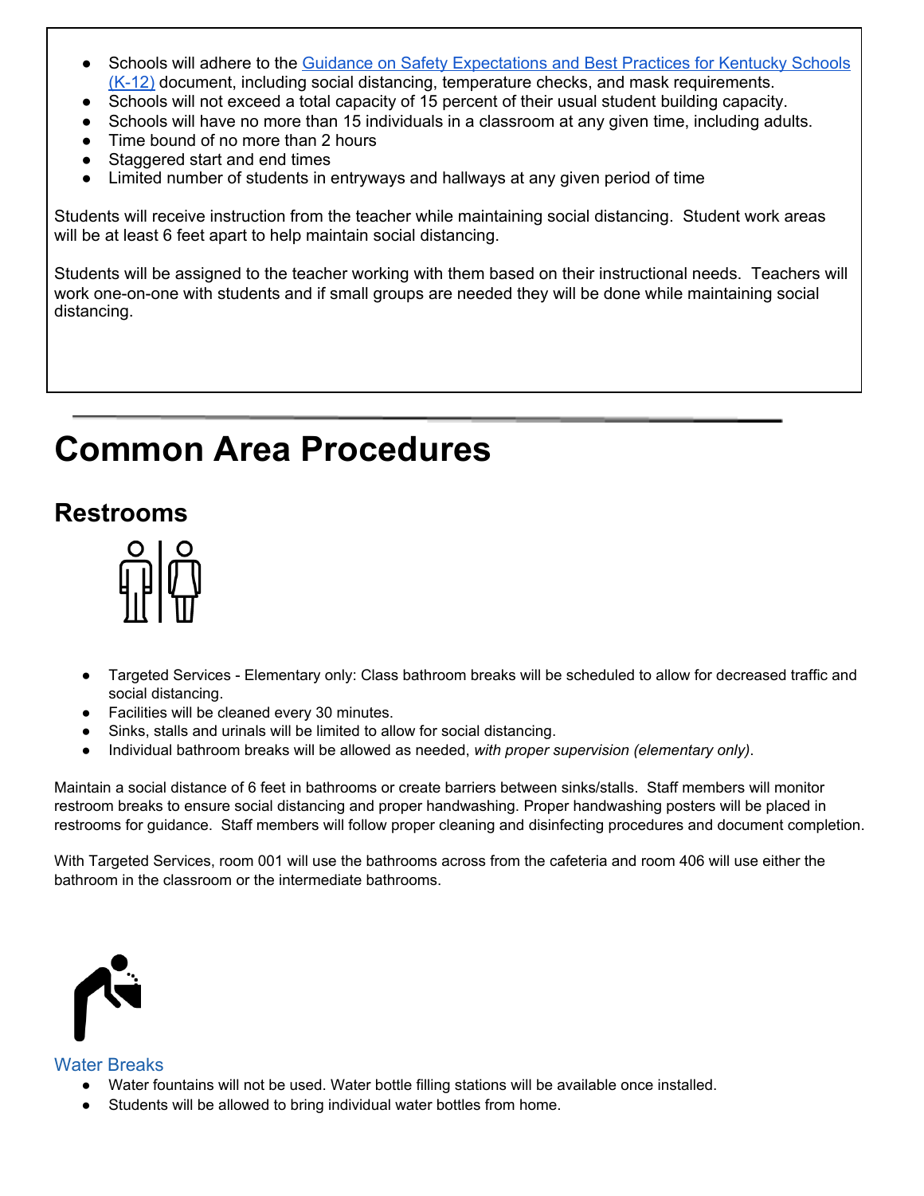- Schools will adhere to the [Guidance on Safety Expectations and Best Practices for Kentucky Schools (K-12)]() document, including social distancing, temperature checks, and mask requirements.
- Schools will not exceed a total capacity of 15 percent of their usual student building capacity.
- Schools will have no more than 15 individuals in a classroom at any given time, including adults.
- Time bound of no more than 2 hours
- Staggered start and end times
- Limited number of students in entryways and hallways at any given period of time

Students will receive instruction from the teacher while maintaining social distancing. Student work areas will be at least 6 feet apart to help maintain social distancing.

Students will be assigned to the teacher working with them based on their instructional needs. Teachers will work one-on-one with students and if small groups are needed they will be done while maintaining social distancing.

# Common Area Procedures

## Restrooms

- Targeted Services - Elementary only: Class bathroom breaks will be scheduled to allow for decreased traffic and social distancing.
- Facilities will be cleaned every 30 minutes.
- Sinks, stalls and urinals will be limited to allow for social distancing.
- Individual bathroom breaks will be allowed as needed, *with proper supervision (elementary only)*.

Maintain a social distance of 6 feet in bathrooms or create barriers between sinks/stalls. Staff members will monitor restroom breaks to ensure social distancing and proper handwashing. Proper handwashing posters will be placed in restrooms for guidance. Staff members will follow proper cleaning and disinfecting procedures and document completion.

With Targeted Services, room 001 will use the bathrooms across from the cafeteria and room 406 will use either the bathroom in the classroom or the intermediate bathrooms.

### Water Breaks

- Water fountains will not be used. Water bottle filling stations will be available once installed.
- Students will be allowed to bring individual water bottles from home.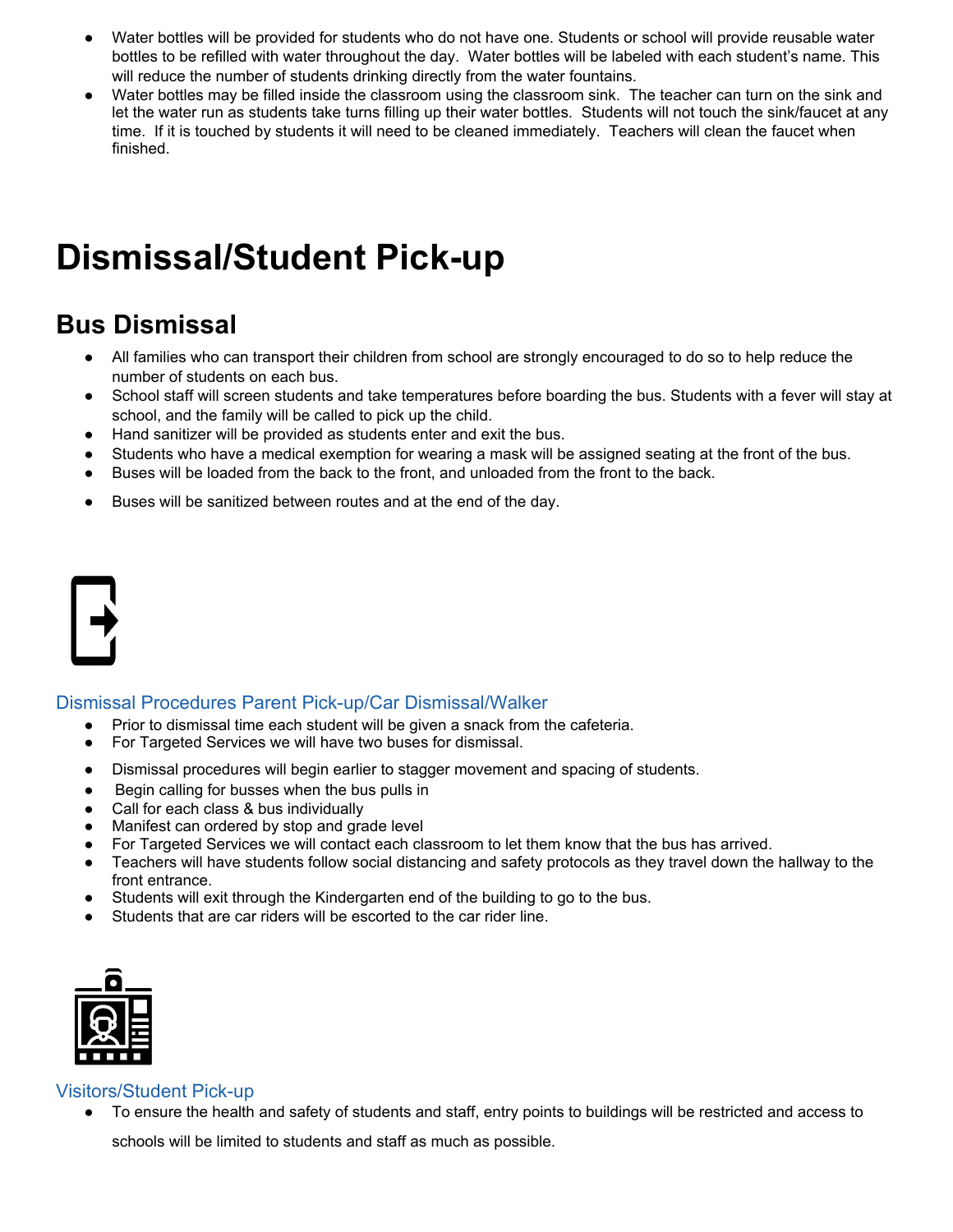- Water bottles will be provided for students who do not have one. Students or school will provide reusable water bottles to be refilled with water throughout the day. Water bottles will be labeled with each student's name. This will reduce the number of students drinking directly from the water fountains.
- Water bottles may be filled inside the classroom using the classroom sink. The teacher can turn on the sink and let the water run as students take turns filling up their water bottles. Students will not touch the sink/faucet at any time. If it is touched by students it will need to be cleaned immediately. Teachers will clean the faucet when finished.

# Dismissal/Student Pick-up

## Bus Dismissal

- All families who can transport their children from school are strongly encouraged to do so to help reduce the number of students on each bus.
- School staff will screen students and take temperatures before boarding the bus. Students with a fever will stay at school, and the family will be called to pick up the child.
- Hand sanitizer will be provided as students enter and exit the bus.
- Students who have a medical exemption for wearing a mask will be assigned seating at the front of the bus.
- Buses will be loaded from the back to the front, and unloaded from the front to the back.
- Buses will be sanitized between routes and at the end of the day.

### Dismissal Procedures Parent Pick-up/Car Dismissal/Walker

- Prior to dismissal time each student will be given a snack from the cafeteria.
- For Targeted Services we will have two buses for dismissal.
- Dismissal procedures will begin earlier to stagger movement and spacing of students.
- Begin calling for busses when the bus pulls in
- Call for each class & bus individually
- Manifest can ordered by stop and grade level
- For Targeted Services we will contact each classroom to let them know that the bus has arrived.
- Teachers will have students follow social distancing and safety protocols as they travel down the hallway to the front entrance.
- Students will exit through the Kindergarten end of the building to go to the bus.
- Students that are car riders will be escorted to the car rider line.

### Visitors/Student Pick-up

- To ensure the health and safety of students and staff, entry points to buildings will be restricted and access to schools will be limited to students and staff as much as possible.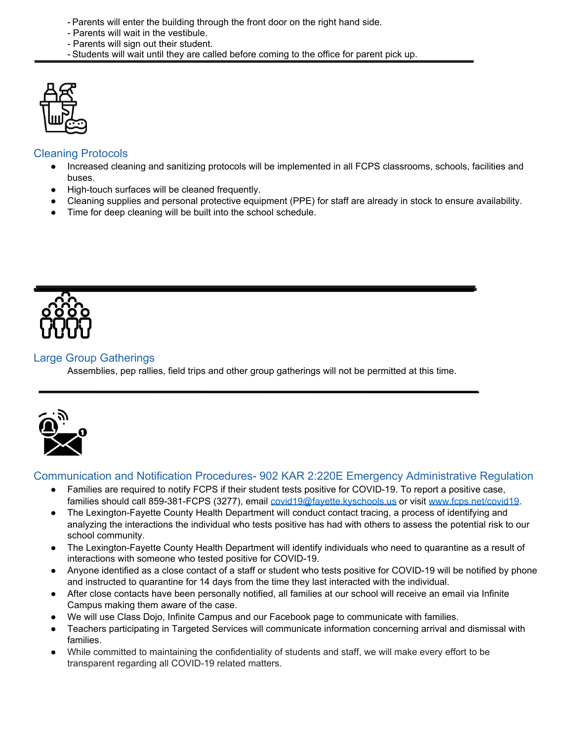- Parents will enter the building through the front door on the right hand side.
- Parents will wait in the vestibule.
- Parents will sign out their student.
- Students will wait until they are called before coming to the office for parent pick up.

---

## Cleaning Protocols

- Increased cleaning and sanitizing protocols will be implemented in all FCPS classrooms, schools, facilities and buses.
- High-touch surfaces will be cleaned frequently.
- Cleaning supplies and personal protective equipment (PPE) for staff are already in stock to ensure availability.
- Time for deep cleaning will be built into the school schedule.

---

## Large Group Gatherings

Assemblies, pep rallies, field trips and other group gatherings will not be permitted at this time.

---

## Communication and Notification Procedures- 902 KAR 2:220E Emergency Administrative Regulation

- Families are required to notify FCPS if their student tests positive for COVID-19. To report a positive case, families should call 859-381-FCPS (3277), email covid19@fayette.kyschools.us or visit www.fcps.net/covid19.
- The Lexington-Fayette County Health Department will conduct contact tracing, a process of identifying and analyzing the interactions the individual who tests positive has had with others to assess the potential risk to our school community.
- The Lexington-Fayette County Health Department will identify individuals who need to quarantine as a result of interactions with someone who tested positive for COVID-19.
- Anyone identified as a close contact of a staff or student who tests positive for COVID-19 will be notified by phone and instructed to quarantine for 14 days from the time they last interacted with the individual.
- After close contacts have been personally notified, all families at our school will receive an email via Infinite Campus making them aware of the case.
- We will use Class Dojo, Infinite Campus and our Facebook page to communicate with families.
- Teachers participating in Targeted Services will communicate information concerning arrival and dismissal with families.
- While committed to maintaining the confidentiality of students and staff, we will make every effort to be transparent regarding all COVID-19 related matters.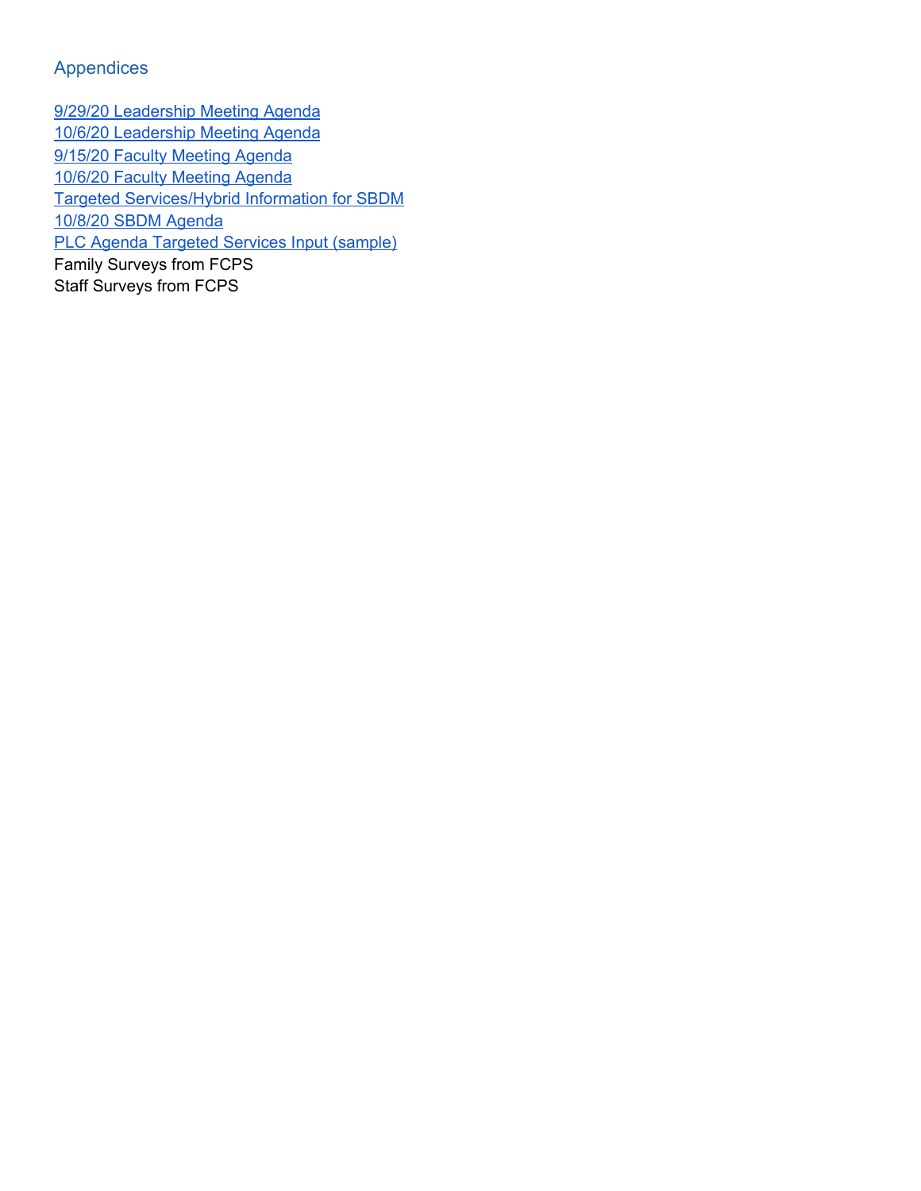## Appendices

9/29/20 Leadership Meeting Agenda
10/6/20 Leadership Meeting Agenda
9/15/20 Faculty Meeting Agenda
10/6/20 Faculty Meeting Agenda
Targeted Services/Hybrid Information for SBDM
10/8/20 SBDM Agenda
PLC Agenda Targeted Services Input (sample)
Family Surveys from FCPS
Staff Surveys from FCPS